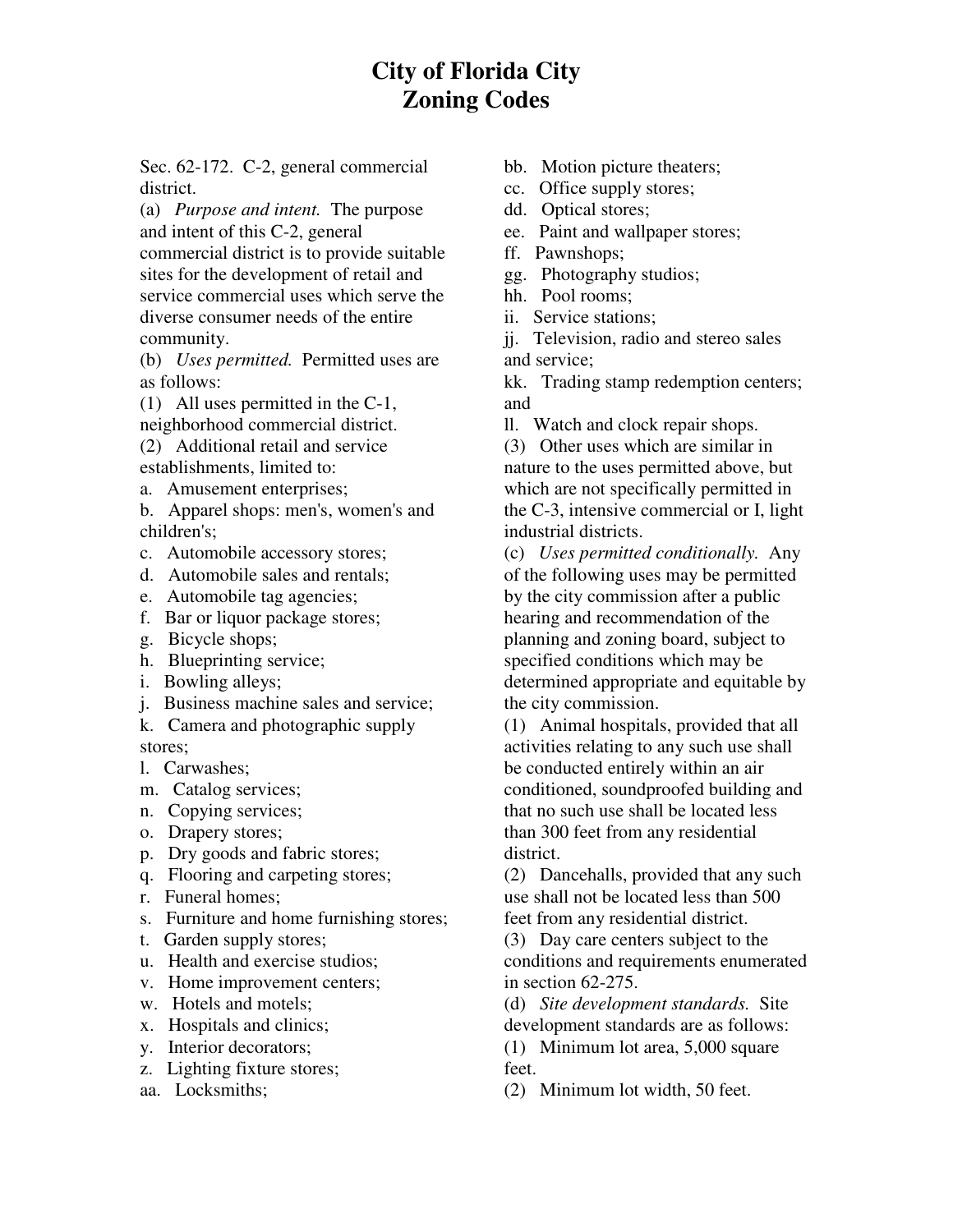# City of Florida City
# Zoning Codes

Sec. 62-172. C-2, general commercial district.

(a) *Purpose and intent.* The purpose and intent of this C-2, general commercial district is to provide suitable sites for the development of retail and service commercial uses which serve the diverse consumer needs of the entire community.

(b) *Uses permitted.* Permitted uses are as follows:

(1) All uses permitted in the C-1, neighborhood commercial district.

(2) Additional retail and service establishments, limited to:

a. Amusement enterprises;
b. Apparel shops: men's, women's and children's;
c. Automobile accessory stores;
d. Automobile sales and rentals;
e. Automobile tag agencies;
f. Bar or liquor package stores;
g. Bicycle shops;
h. Blueprinting service;
i. Bowling alleys;
j. Business machine sales and service;
k. Camera and photographic supply stores;
l. Carwashes;
m. Catalog services;
n. Copying services;
o. Drapery stores;
p. Dry goods and fabric stores;
q. Flooring and carpeting stores;
r. Funeral homes;
s. Furniture and home furnishing stores;
t. Garden supply stores;
u. Health and exercise studios;
v. Home improvement centers;
w. Hotels and motels;
x. Hospitals and clinics;
y. Interior decorators;
z. Lighting fixture stores;
aa. Locksmiths;
bb. Motion picture theaters;
cc. Office supply stores;
dd. Optical stores;
ee. Paint and wallpaper stores;
ff. Pawnshops;
gg. Photography studios;
hh. Pool rooms;
ii. Service stations;
jj. Television, radio and stereo sales and service;
kk. Trading stamp redemption centers; and
ll. Watch and clock repair shops.

(3) Other uses which are similar in nature to the uses permitted above, but which are not specifically permitted in the C-3, intensive commercial or I, light industrial districts.

(c) *Uses permitted conditionally.* Any of the following uses may be permitted by the city commission after a public hearing and recommendation of the planning and zoning board, subject to specified conditions which may be determined appropriate and equitable by the city commission.

(1) Animal hospitals, provided that all activities relating to any such use shall be conducted entirely within an air conditioned, soundproofed building and that no such use shall be located less than 300 feet from any residential district.

(2) Dancehalls, provided that any such use shall not be located less than 500 feet from any residential district.

(3) Day care centers subject to the conditions and requirements enumerated in section 62-275.

(d) *Site development standards.* Site development standards are as follows:

(1) Minimum lot area, 5,000 square feet.

(2) Minimum lot width, 50 feet.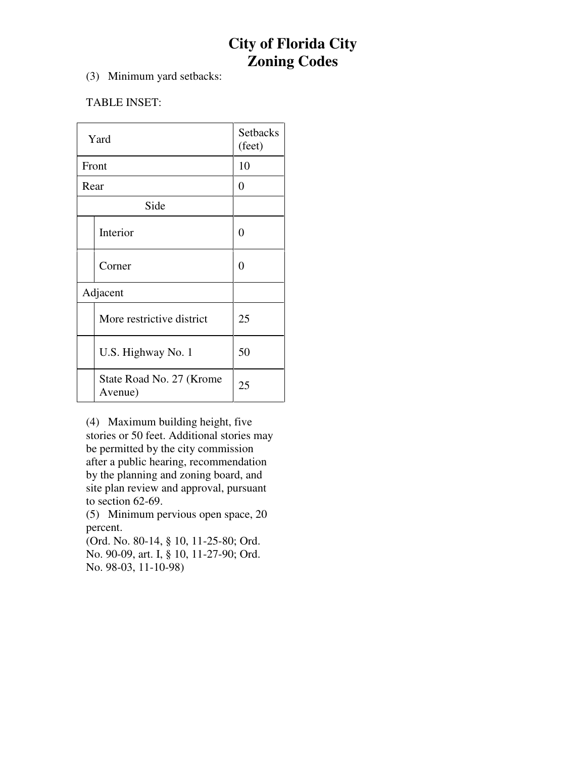# City of Florida City
# Zoning Codes

(3) Minimum yard setbacks:

TABLE INSET:

| Yard | | Setbacks (feet) |
|---|---|---|
| Front | | 10 |
| Rear | | 0 |
| Side | | |
| | Interior | 0 |
| | Corner | 0 |
| Adjacent | | |
| | More restrictive district | 25 |
| | U.S. Highway No. 1 | 50 |
| | State Road No. 27 (Krome Avenue) | 25 |

(4) Maximum building height, five stories or 50 feet. Additional stories may be permitted by the city commission after a public hearing, recommendation by the planning and zoning board, and site plan review and approval, pursuant to section 62-69.

(5) Minimum pervious open space, 20 percent.

(Ord. No. 80-14, § 10, 11-25-80; Ord. No. 90-09, art. I, § 10, 11-27-90; Ord. No. 98-03, 11-10-98)